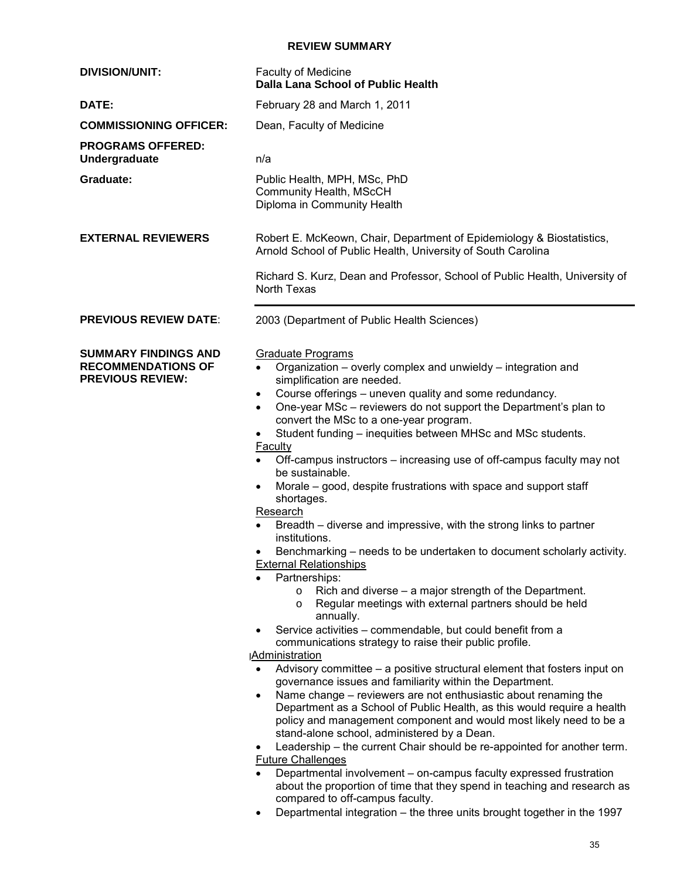## REVIEW SUMMARY

**DIVISION/UNIT:** Faculty of Medicine
**Dalla Lana School of Public Health**

**DATE:** February 28 and March 1, 2011

**COMMISSIONING OFFICER:** Dean, Faculty of Medicine

**PROGRAMS OFFERED:**

**Undergraduate** n/a

**Graduate:**
Public Health, MPH, MSc, PhD
Community Health, MScCH
Diploma in Community Health

**EXTERNAL REVIEWERS**

Robert E. McKeown, Chair, Department of Epidemiology & Biostatistics, Arnold School of Public Health, University of South Carolina

Richard S. Kurz, Dean and Professor, School of Public Health, University of North Texas

---

**PREVIOUS REVIEW DATE**: 2003 (Department of Public Health Sciences)

**SUMMARY FINDINGS AND RECOMMENDATIONS OF PREVIOUS REVIEW:**

Graduate Programs

- Organization – overly complex and unwieldy – integration and simplification are needed.
- Course offerings – uneven quality and some redundancy.
- One-year MSc – reviewers do not support the Department's plan to convert the MSc to a one-year program.
- Student funding – inequities between MHSc and MSc students.

Faculty

- Off-campus instructors – increasing use of off-campus faculty may not be sustainable.
- Morale – good, despite frustrations with space and support staff shortages.

Research

- Breadth – diverse and impressive, with the strong links to partner institutions.
- Benchmarking – needs to be undertaken to document scholarly activity.

External Relationships

- Partnerships:
  - Rich and diverse – a major strength of the Department.
  - Regular meetings with external partners should be held annually.
- Service activities – commendable, but could benefit from a communications strategy to raise their public profile.

Administration

- Advisory committee – a positive structural element that fosters input on governance issues and familiarity within the Department.
- Name change – reviewers are not enthusiastic about renaming the Department as a School of Public Health, as this would require a health policy and management component and would most likely need to be a stand-alone school, administered by a Dean.
- Leadership – the current Chair should be re-appointed for another term.

Future Challenges

- Departmental involvement – on-campus faculty expressed frustration about the proportion of time that they spend in teaching and research as compared to off-campus faculty.
- Departmental integration – the three units brought together in the 1997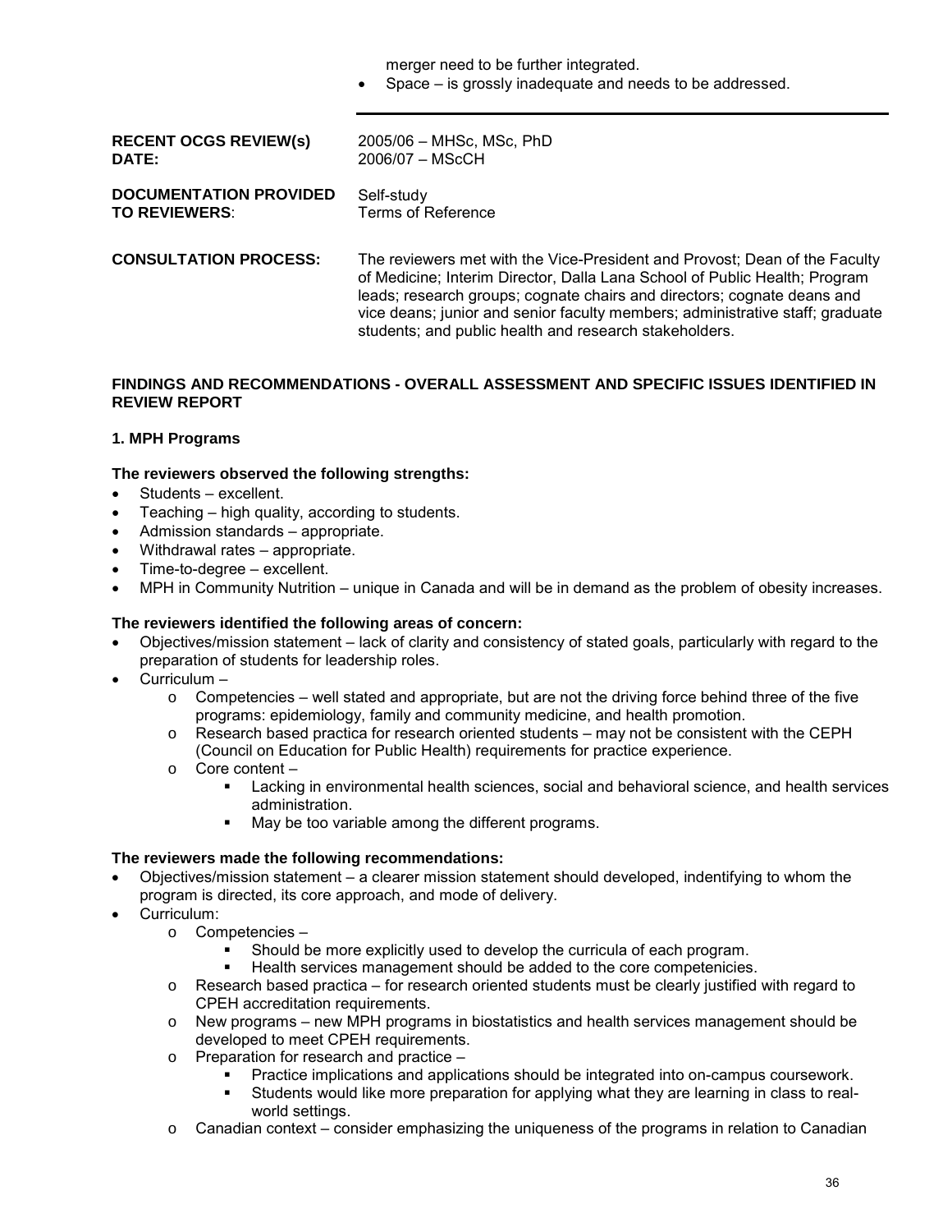merger need to be further integrated.

- Space – is grossly inadequate and needs to be addressed.

---

| | |
|---|---|
| **RECENT OCGS REVIEW(s) DATE:** | 2005/06 – MHSc, MSc, PhD<br>2006/07 – MScCH |
| **DOCUMENTATION PROVIDED TO REVIEWERS**: | Self-study<br>Terms of Reference |
| **CONSULTATION PROCESS:** | The reviewers met with the Vice-President and Provost; Dean of the Faculty of Medicine; Interim Director, Dalla Lana School of Public Health; Program leads; research groups; cognate chairs and directors; cognate deans and vice deans; junior and senior faculty members; administrative staff; graduate students; and public health and research stakeholders. |

**FINDINGS AND RECOMMENDATIONS - OVERALL ASSESSMENT AND SPECIFIC ISSUES IDENTIFIED IN REVIEW REPORT**

**1. MPH Programs**

**The reviewers observed the following strengths:**

- Students – excellent.
- Teaching – high quality, according to students.
- Admission standards – appropriate.
- Withdrawal rates – appropriate.
- Time-to-degree – excellent.
- MPH in Community Nutrition – unique in Canada and will be in demand as the problem of obesity increases.

**The reviewers identified the following areas of concern:**

- Objectives/mission statement – lack of clarity and consistency of stated goals, particularly with regard to the preparation of students for leadership roles.
- Curriculum –
  - Competencies – well stated and appropriate, but are not the driving force behind three of the five programs: epidemiology, family and community medicine, and health promotion.
  - Research based practica for research oriented students – may not be consistent with the CEPH (Council on Education for Public Health) requirements for practice experience.
  - Core content –
    - Lacking in environmental health sciences, social and behavioral science, and health services administration.
    - May be too variable among the different programs.

**The reviewers made the following recommendations:**

- Objectives/mission statement – a clearer mission statement should developed, indentifying to whom the program is directed, its core approach, and mode of delivery.
- Curriculum:
  - Competencies –
    - Should be more explicitly used to develop the curricula of each program.
    - Health services management should be added to the core competenicies.
  - Research based practica – for research oriented students must be clearly justified with regard to CPEH accreditation requirements.
  - New programs – new MPH programs in biostatistics and health services management should be developed to meet CPEH requirements.
  - Preparation for research and practice –
    - Practice implications and applications should be integrated into on-campus coursework.
    - Students would like more preparation for applying what they are learning in class to real-world settings.
  - Canadian context – consider emphasizing the uniqueness of the programs in relation to Canadian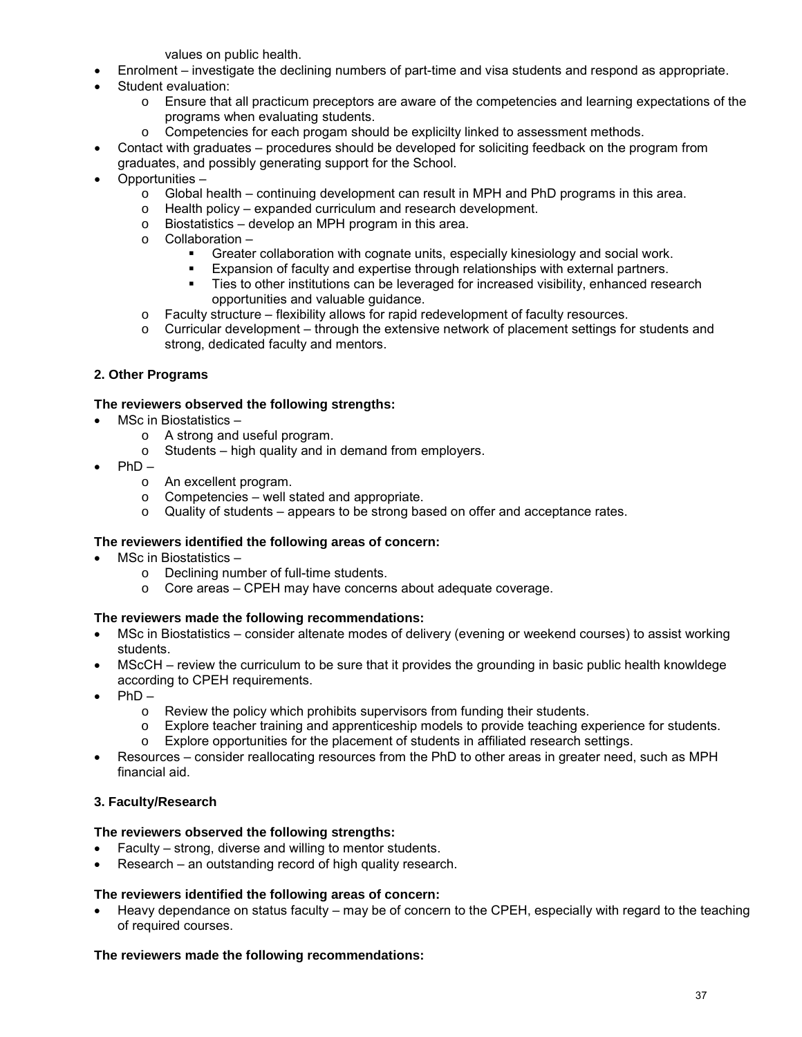values on public health.

- Enrolment – investigate the declining numbers of part-time and visa students and respond as appropriate.
- Student evaluation:
  - Ensure that all practicum preceptors are aware of the competencies and learning expectations of the programs when evaluating students.
  - Competencies for each progam should be explicilty linked to assessment methods.
- Contact with graduates – procedures should be developed for soliciting feedback on the program from graduates, and possibly generating support for the School.
- Opportunities –
  - Global health – continuing development can result in MPH and PhD programs in this area.
  - Health policy – expanded curriculum and research development.
  - Biostatistics – develop an MPH program in this area.
  - Collaboration –
    - Greater collaboration with cognate units, especially kinesiology and social work.
    - Expansion of faculty and expertise through relationships with external partners.
    - Ties to other institutions can be leveraged for increased visibility, enhanced research opportunities and valuable guidance.
  - Faculty structure – flexibility allows for rapid redevelopment of faculty resources.
  - Curricular development – through the extensive network of placement settings for students and strong, dedicated faculty and mentors.

### 2. Other Programs

**The reviewers observed the following strengths:**

- MSc in Biostatistics –
  - A strong and useful program.
  - Students – high quality and in demand from employers.
- PhD –
  - An excellent program.
  - Competencies – well stated and appropriate.
  - Quality of students – appears to be strong based on offer and acceptance rates.

**The reviewers identified the following areas of concern:**

- MSc in Biostatistics –
  - Declining number of full-time students.
  - Core areas – CPEH may have concerns about adequate coverage.

**The reviewers made the following recommendations:**

- MSc in Biostatistics – consider altenate modes of delivery (evening or weekend courses) to assist working students.
- MScCH – review the curriculum to be sure that it provides the grounding in basic public health knowldege according to CPEH requirements.
- PhD –
  - Review the policy which prohibits supervisors from funding their students.
  - Explore teacher training and apprenticeship models to provide teaching experience for students.
  - Explore opportunities for the placement of students in affiliated research settings.
- Resources – consider reallocating resources from the PhD to other areas in greater need, such as MPH financial aid.

### 3. Faculty/Research

**The reviewers observed the following strengths:**

- Faculty – strong, diverse and willing to mentor students.
- Research – an outstanding record of high quality research.

**The reviewers identified the following areas of concern:**

- Heavy dependance on status faculty – may be of concern to the CPEH, especially with regard to the teaching of required courses.

**The reviewers made the following recommendations:**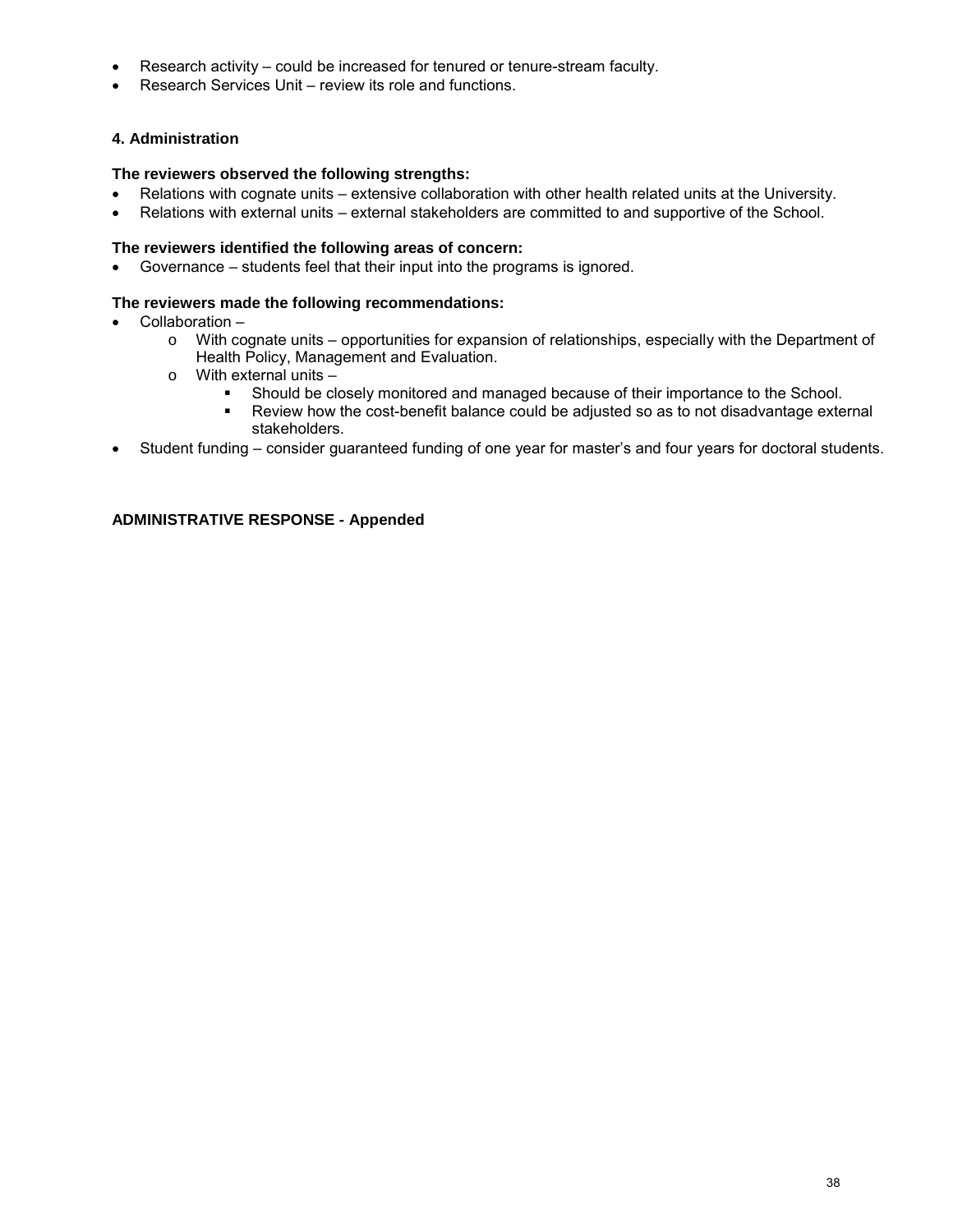- Research activity – could be increased for tenured or tenure-stream faculty.
- Research Services Unit – review its role and functions.

### 4. Administration

**The reviewers observed the following strengths:**

- Relations with cognate units – extensive collaboration with other health related units at the University.
- Relations with external units – external stakeholders are committed to and supportive of the School.

**The reviewers identified the following areas of concern:**

- Governance – students feel that their input into the programs is ignored.

**The reviewers made the following recommendations:**

- Collaboration –
  - With cognate units – opportunities for expansion of relationships, especially with the Department of Health Policy, Management and Evaluation.
  - With external units –
    - Should be closely monitored and managed because of their importance to the School.
    - Review how the cost-benefit balance could be adjusted so as to not disadvantage external stakeholders.
- Student funding – consider guaranteed funding of one year for master's and four years for doctoral students.

**ADMINISTRATIVE RESPONSE - Appended**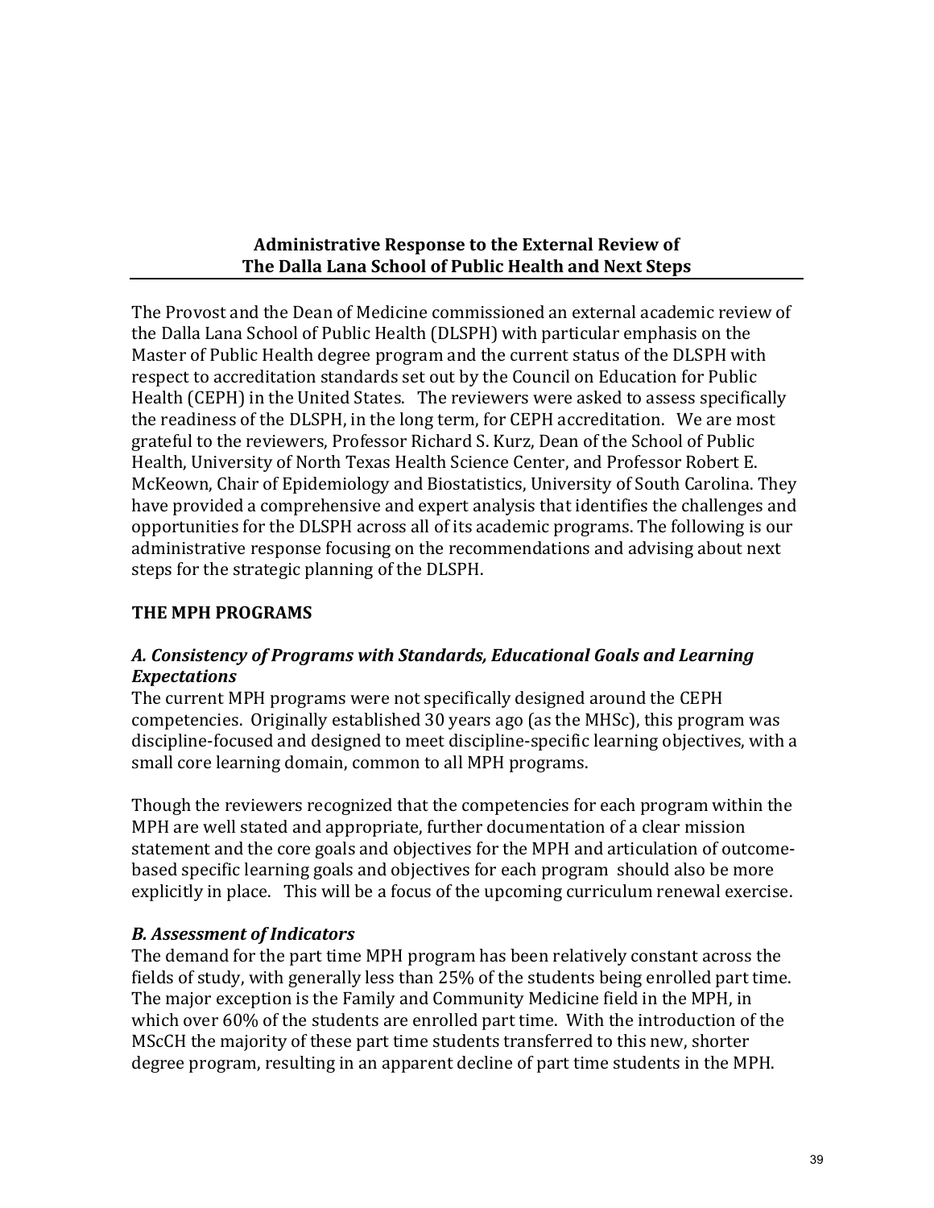## Administrative Response to the External Review of The Dalla Lana School of Public Health and Next Steps

The Provost and the Dean of Medicine commissioned an external academic review of the Dalla Lana School of Public Health (DLSPH) with particular emphasis on the Master of Public Health degree program and the current status of the DLSPH with respect to accreditation standards set out by the Council on Education for Public Health (CEPH) in the United States. The reviewers were asked to assess specifically the readiness of the DLSPH, in the long term, for CEPH accreditation. We are most grateful to the reviewers, Professor Richard S. Kurz, Dean of the School of Public Health, University of North Texas Health Science Center, and Professor Robert E. McKeown, Chair of Epidemiology and Biostatistics, University of South Carolina. They have provided a comprehensive and expert analysis that identifies the challenges and opportunities for the DLSPH across all of its academic programs. The following is our administrative response focusing on the recommendations and advising about next steps for the strategic planning of the DLSPH.

### THE MPH PROGRAMS

#### *A. Consistency of Programs with Standards, Educational Goals and Learning Expectations*

The current MPH programs were not specifically designed around the CEPH competencies. Originally established 30 years ago (as the MHSc), this program was discipline-focused and designed to meet discipline-specific learning objectives, with a small core learning domain, common to all MPH programs.

Though the reviewers recognized that the competencies for each program within the MPH are well stated and appropriate, further documentation of a clear mission statement and the core goals and objectives for the MPH and articulation of outcome-based specific learning goals and objectives for each program should also be more explicitly in place. This will be a focus of the upcoming curriculum renewal exercise.

#### *B. Assessment of Indicators*

The demand for the part time MPH program has been relatively constant across the fields of study, with generally less than 25% of the students being enrolled part time. The major exception is the Family and Community Medicine field in the MPH, in which over 60% of the students are enrolled part time. With the introduction of the MScCH the majority of these part time students transferred to this new, shorter degree program, resulting in an apparent decline of part time students in the MPH.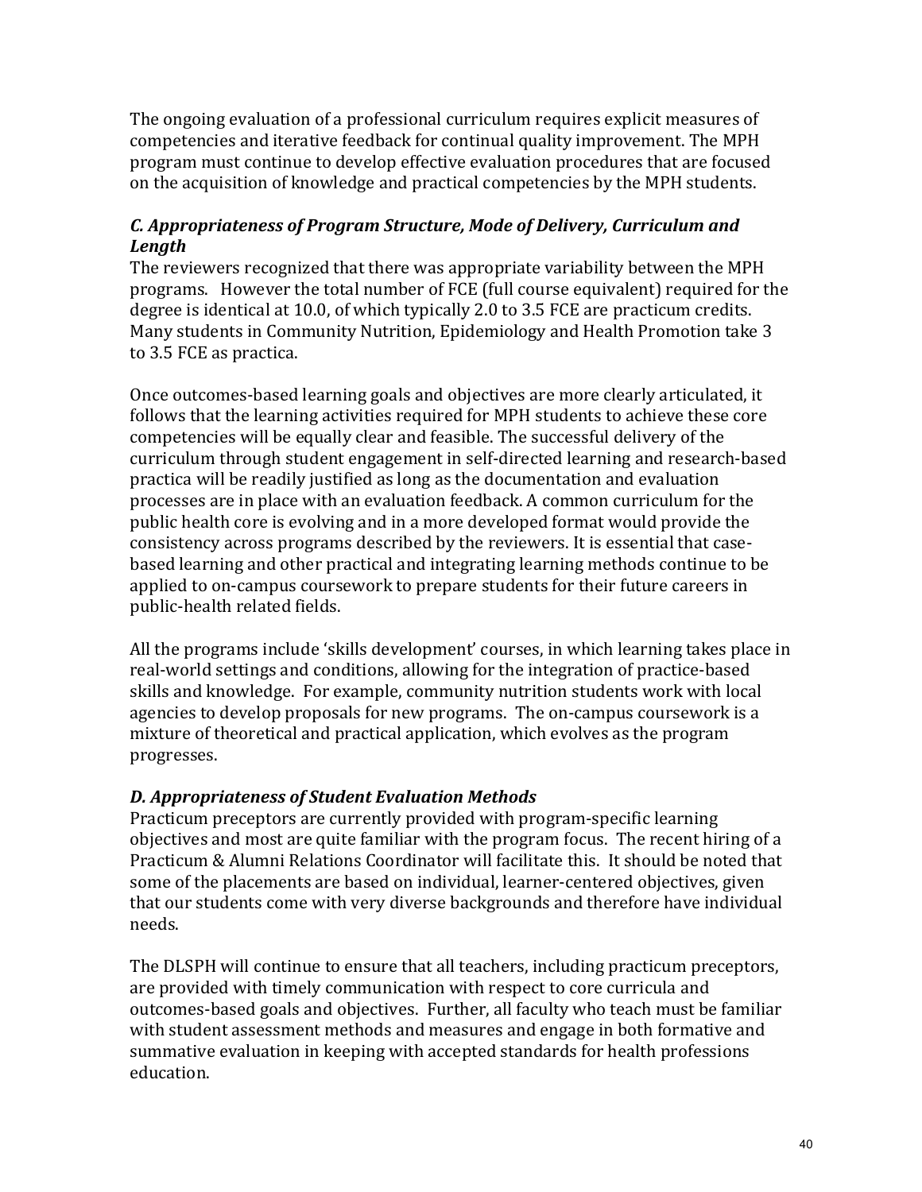The ongoing evaluation of a professional curriculum requires explicit measures of competencies and iterative feedback for continual quality improvement. The MPH program must continue to develop effective evaluation procedures that are focused on the acquisition of knowledge and practical competencies by the MPH students.

### *C. Appropriateness of Program Structure, Mode of Delivery, Curriculum and Length*

The reviewers recognized that there was appropriate variability between the MPH programs. However the total number of FCE (full course equivalent) required for the degree is identical at 10.0, of which typically 2.0 to 3.5 FCE are practicum credits. Many students in Community Nutrition, Epidemiology and Health Promotion take 3 to 3.5 FCE as practica.

Once outcomes-based learning goals and objectives are more clearly articulated, it follows that the learning activities required for MPH students to achieve these core competencies will be equally clear and feasible. The successful delivery of the curriculum through student engagement in self-directed learning and research-based practica will be readily justified as long as the documentation and evaluation processes are in place with an evaluation feedback. A common curriculum for the public health core is evolving and in a more developed format would provide the consistency across programs described by the reviewers. It is essential that case-based learning and other practical and integrating learning methods continue to be applied to on-campus coursework to prepare students for their future careers in public-health related fields.

All the programs include 'skills development' courses, in which learning takes place in real-world settings and conditions, allowing for the integration of practice-based skills and knowledge. For example, community nutrition students work with local agencies to develop proposals for new programs. The on-campus coursework is a mixture of theoretical and practical application, which evolves as the program progresses.

### *D. Appropriateness of Student Evaluation Methods*

Practicum preceptors are currently provided with program-specific learning objectives and most are quite familiar with the program focus. The recent hiring of a Practicum & Alumni Relations Coordinator will facilitate this. It should be noted that some of the placements are based on individual, learner-centered objectives, given that our students come with very diverse backgrounds and therefore have individual needs.

The DLSPH will continue to ensure that all teachers, including practicum preceptors, are provided with timely communication with respect to core curricula and outcomes-based goals and objectives. Further, all faculty who teach must be familiar with student assessment methods and measures and engage in both formative and summative evaluation in keeping with accepted standards for health professions education.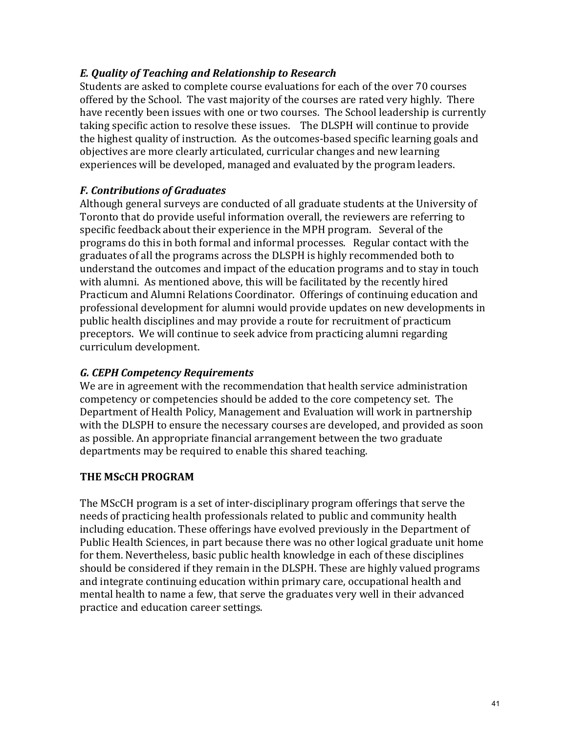### *E. Quality of Teaching and Relationship to Research*

Students are asked to complete course evaluations for each of the over 70 courses offered by the School. The vast majority of the courses are rated very highly. There have recently been issues with one or two courses. The School leadership is currently taking specific action to resolve these issues. The DLSPH will continue to provide the highest quality of instruction. As the outcomes-based specific learning goals and objectives are more clearly articulated, curricular changes and new learning experiences will be developed, managed and evaluated by the program leaders.

### *F. Contributions of Graduates*

Although general surveys are conducted of all graduate students at the University of Toronto that do provide useful information overall, the reviewers are referring to specific feedback about their experience in the MPH program. Several of the programs do this in both formal and informal processes. Regular contact with the graduates of all the programs across the DLSPH is highly recommended both to understand the outcomes and impact of the education programs and to stay in touch with alumni. As mentioned above, this will be facilitated by the recently hired Practicum and Alumni Relations Coordinator. Offerings of continuing education and professional development for alumni would provide updates on new developments in public health disciplines and may provide a route for recruitment of practicum preceptors. We will continue to seek advice from practicing alumni regarding curriculum development.

### *G. CEPH Competency Requirements*

We are in agreement with the recommendation that health service administration competency or competencies should be added to the core competency set. The Department of Health Policy, Management and Evaluation will work in partnership with the DLSPH to ensure the necessary courses are developed, and provided as soon as possible. An appropriate financial arrangement between the two graduate departments may be required to enable this shared teaching.

## THE MScCH PROGRAM

The MScCH program is a set of inter-disciplinary program offerings that serve the needs of practicing health professionals related to public and community health including education. These offerings have evolved previously in the Department of Public Health Sciences, in part because there was no other logical graduate unit home for them. Nevertheless, basic public health knowledge in each of these disciplines should be considered if they remain in the DLSPH. These are highly valued programs and integrate continuing education within primary care, occupational health and mental health to name a few, that serve the graduates very well in their advanced practice and education career settings.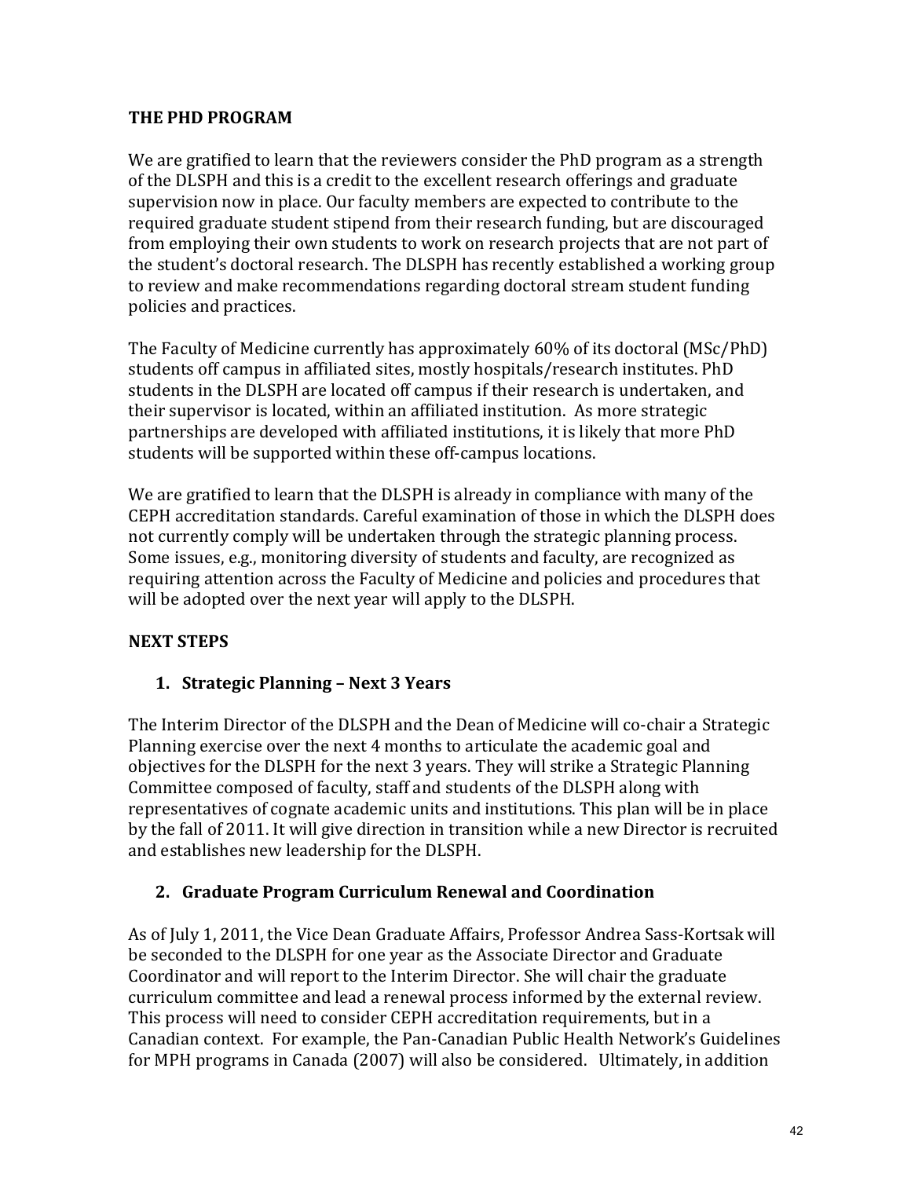## THE PHD PROGRAM

We are gratified to learn that the reviewers consider the PhD program as a strength of the DLSPH and this is a credit to the excellent research offerings and graduate supervision now in place. Our faculty members are expected to contribute to the required graduate student stipend from their research funding, but are discouraged from employing their own students to work on research projects that are not part of the student's doctoral research. The DLSPH has recently established a working group to review and make recommendations regarding doctoral stream student funding policies and practices.

The Faculty of Medicine currently has approximately 60% of its doctoral (MSc/PhD) students off campus in affiliated sites, mostly hospitals/research institutes. PhD students in the DLSPH are located off campus if their research is undertaken, and their supervisor is located, within an affiliated institution. As more strategic partnerships are developed with affiliated institutions, it is likely that more PhD students will be supported within these off-campus locations.

We are gratified to learn that the DLSPH is already in compliance with many of the CEPH accreditation standards. Careful examination of those in which the DLSPH does not currently comply will be undertaken through the strategic planning process. Some issues, e.g., monitoring diversity of students and faculty, are recognized as requiring attention across the Faculty of Medicine and policies and procedures that will be adopted over the next year will apply to the DLSPH.

## NEXT STEPS

### 1. Strategic Planning – Next 3 Years

The Interim Director of the DLSPH and the Dean of Medicine will co-chair a Strategic Planning exercise over the next 4 months to articulate the academic goal and objectives for the DLSPH for the next 3 years. They will strike a Strategic Planning Committee composed of faculty, staff and students of the DLSPH along with representatives of cognate academic units and institutions. This plan will be in place by the fall of 2011. It will give direction in transition while a new Director is recruited and establishes new leadership for the DLSPH.

### 2. Graduate Program Curriculum Renewal and Coordination

As of July 1, 2011, the Vice Dean Graduate Affairs, Professor Andrea Sass-Kortsak will be seconded to the DLSPH for one year as the Associate Director and Graduate Coordinator and will report to the Interim Director. She will chair the graduate curriculum committee and lead a renewal process informed by the external review. This process will need to consider CEPH accreditation requirements, but in a Canadian context. For example, the Pan-Canadian Public Health Network's Guidelines for MPH programs in Canada (2007) will also be considered. Ultimately, in addition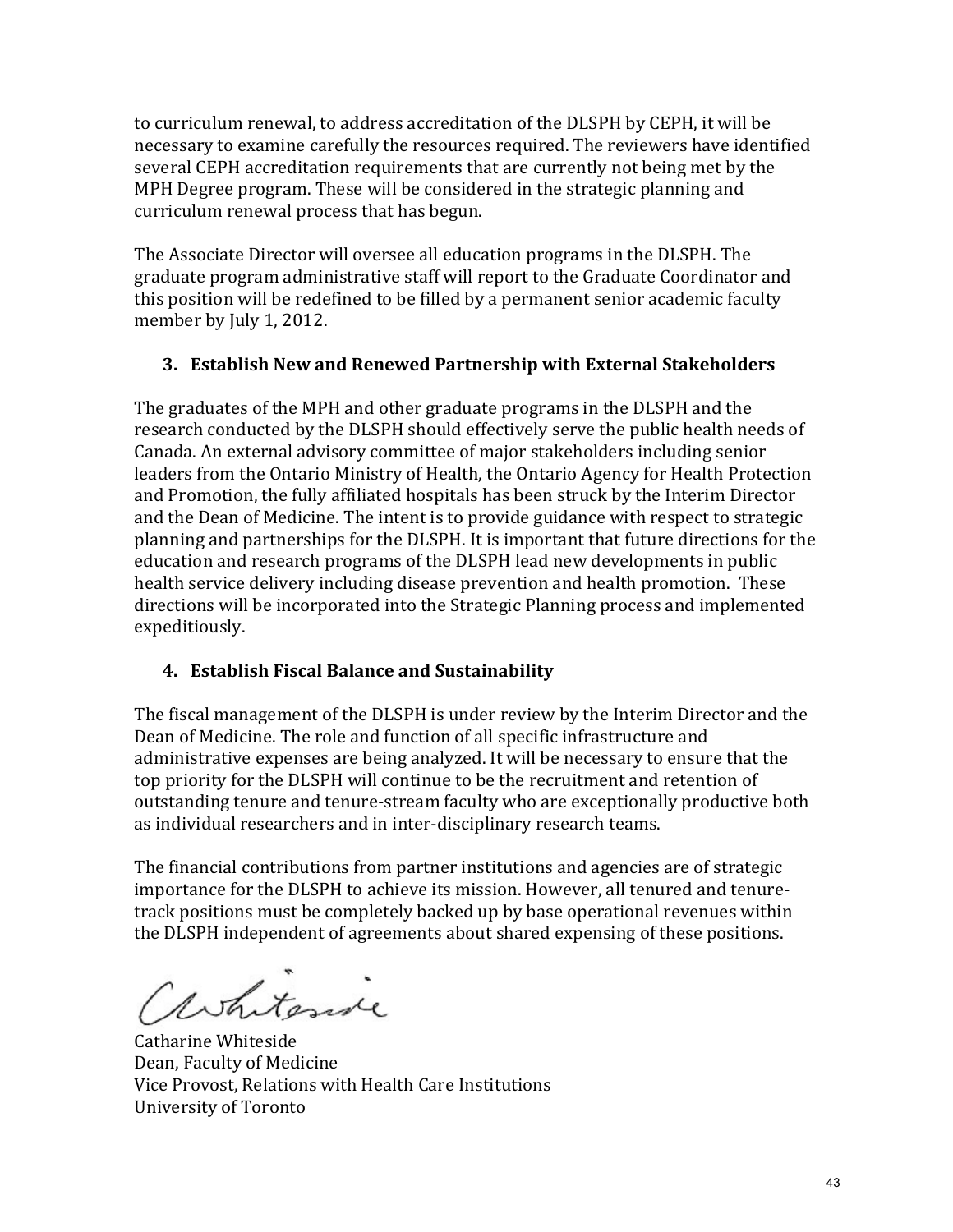to curriculum renewal, to address accreditation of the DLSPH by CEPH, it will be necessary to examine carefully the resources required. The reviewers have identified several CEPH accreditation requirements that are currently not being met by the MPH Degree program. These will be considered in the strategic planning and curriculum renewal process that has begun.

The Associate Director will oversee all education programs in the DLSPH. The graduate program administrative staff will report to the Graduate Coordinator and this position will be redefined to be filled by a permanent senior academic faculty member by July 1, 2012.

**3. Establish New and Renewed Partnership with External Stakeholders**

The graduates of the MPH and other graduate programs in the DLSPH and the research conducted by the DLSPH should effectively serve the public health needs of Canada. An external advisory committee of major stakeholders including senior leaders from the Ontario Ministry of Health, the Ontario Agency for Health Protection and Promotion, the fully affiliated hospitals has been struck by the Interim Director and the Dean of Medicine. The intent is to provide guidance with respect to strategic planning and partnerships for the DLSPH. It is important that future directions for the education and research programs of the DLSPH lead new developments in public health service delivery including disease prevention and health promotion. These directions will be incorporated into the Strategic Planning process and implemented expeditiously.

**4. Establish Fiscal Balance and Sustainability**

The fiscal management of the DLSPH is under review by the Interim Director and the Dean of Medicine. The role and function of all specific infrastructure and administrative expenses are being analyzed. It will be necessary to ensure that the top priority for the DLSPH will continue to be the recruitment and retention of outstanding tenure and tenure-stream faculty who are exceptionally productive both as individual researchers and in inter-disciplinary research teams.

The financial contributions from partner institutions and agencies are of strategic importance for the DLSPH to achieve its mission. However, all tenured and tenure-track positions must be completely backed up by base operational revenues within the DLSPH independent of agreements about shared expensing of these positions.

Catharine Whiteside
Dean, Faculty of Medicine
Vice Provost, Relations with Health Care Institutions
University of Toronto